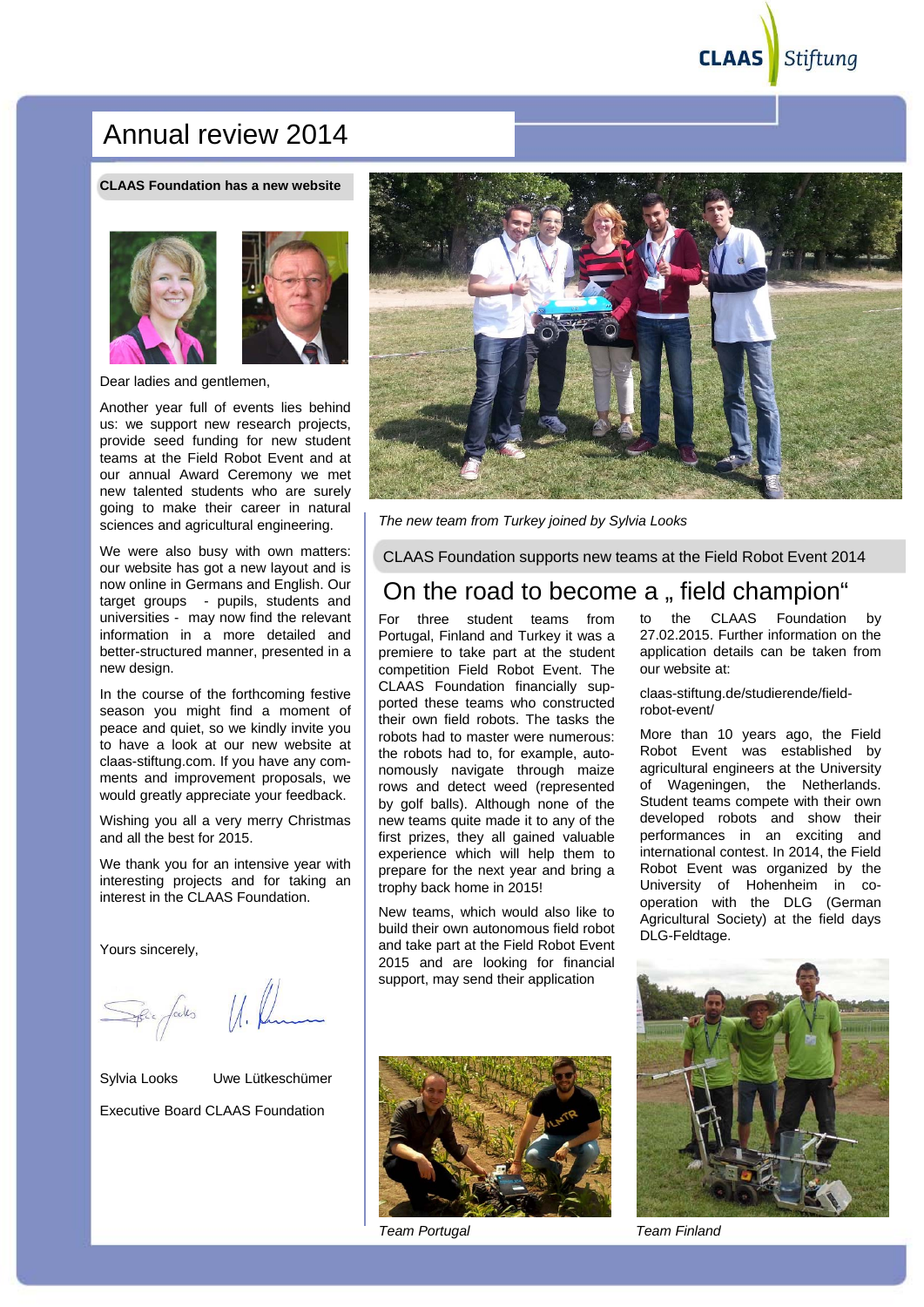CLAAS Stiftung

# Annual review 2014

**CLAAS Foundation has a new website**

Dear ladies and gentlemen,

Another year full of events lies behind us: we support new research projects, provide seed funding for new student teams at the Field Robot Event and at our annual Award Ceremony we met new talented students who are surely going to make their career in natural sciences and agricultural engineering.

We were also busy with own matters: our website has got a new layout and is now online in Germans and English. Our target groups - pupils, students and universities - may now find the relevant information in a more detailed and better-structured manner, presented in a new design.

In the course of the forthcoming festive season you might find a moment of peace and quiet, so we kindly invite you to have a look at our new website at claas-stiftung.com. If you have any comments and improvement proposals, we would greatly appreciate your feedback.

Wishing you all a very merry Christmas and all the best for 2015.

We thank you for an intensive year with interesting projects and for taking an interest in the CLAAS Foundation.

Yours sincerely,

Sylvia Looks    Uwe Lütkeschümer

Executive Board CLAAS Foundation

*The new team from Turkey joined by Sylvia Looks*

CLAAS Foundation supports new teams at the Field Robot Event 2014

## On the road to become a „ field champion“

For three student teams from Portugal, Finland and Turkey it was a premiere to take part at the student competition Field Robot Event. The CLAAS Foundation financially supported these teams who constructed their own field robots. The tasks the robots had to master were numerous: the robots had to, for example, autonomously navigate through maize rows and detect weed (represented by golf balls). Although none of the new teams quite made it to any of the first prizes, they all gained valuable experience which will help them to prepare for the next year and bring a trophy back home in 2015!

New teams, which would also like to build their own autonomous field robot and take part at the Field Robot Event 2015 and are looking for financial support, may send their application to the CLAAS Foundation by 27.02.2015. Further information on the application details can be taken from our website at:

claas-stiftung.de/studierende/field-robot-event/

More than 10 years ago, the Field Robot Event was established by agricultural engineers at the University of Wageningen, the Netherlands. Student teams compete with their own developed robots and show their performances in an exciting and international contest. In 2014, the Field Robot Event was organized by the University of Hohenheim in co-operation with the DLG (German Agricultural Society) at the field days DLG-Feldtage.

*Team Portugal*

*Team Finland*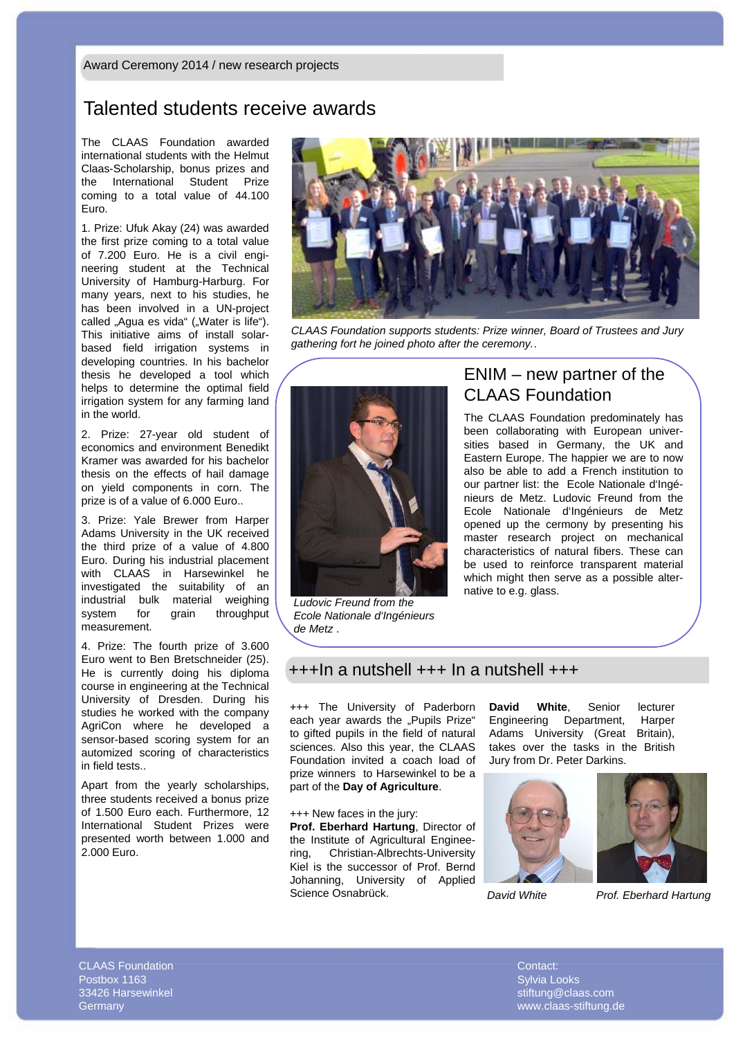Award Ceremony 2014 / new research projects

# Talented students receive awards

The CLAAS Foundation awarded international students with the Helmut Claas-Scholarship, bonus prizes and the International Student Prize coming to a total value of 44.100 Euro.

1. Prize: Ufuk Akay (24) was awarded the first prize coming to a total value of 7.200 Euro. He is a civil engineering student at the Technical University of Hamburg-Harburg. For many years, next to his studies, he has been involved in a UN-project called „Agua es vida" („Water is life"). This initiative aims of install solar-based field irrigation systems in developing countries. In his bachelor thesis he developed a tool which helps to determine the optimal field irrigation system for any farming land in the world.

2. Prize: 27-year old student of economics and environment Benedikt Kramer was awarded for his bachelor thesis on the effects of hail damage on yield components in corn. The prize is of a value of 6.000 Euro..

3. Prize: Yale Brewer from Harper Adams University in the UK received the third prize of a value of 4.800 Euro. During his industrial placement with CLAAS in Harsewinkel he investigated the suitability of an industrial bulk material weighing system for grain throughput measurement.

4. Prize: The fourth prize of 3.600 Euro went to Ben Bretschneider (25). He is currently doing his diploma course in engineering at the Technical University of Dresden. During his studies he worked with the company AgriCon where he developed a sensor-based scoring system for an automized scoring of characteristics in field tests..

Apart from the yearly scholarships, three students received a bonus prize of 1.500 Euro each. Furthermore, 12 International Student Prizes were presented worth between 1.000 and 2.000 Euro.

*CLAAS Foundation supports students: Prize winner, Board of Trustees and Jury gathering fort he joined photo after the ceremony..*

## ENIM – new partner of the CLAAS Foundation

The CLAAS Foundation predominately has been collaborating with European universities based in Germany, the UK and Eastern Europe. The happier we are to now also be able to add a French institution to our partner list: the Ecole Nationale d'Ingénieurs de Metz. Ludovic Freund from the Ecole Nationale d'Ingénieurs de Metz opened up the cermony by presenting his master research project on mechanical characteristics of natural fibers. These can be used to reinforce transparent material which might then serve as a possible alternative to e.g. glass.

*Ludovic Freund from the Ecole Nationale d'Ingénieurs de Metz .*

## +++In a nutshell +++ In a nutshell +++

+++ The University of Paderborn each year awards the „Pupils Prize" to gifted pupils in the field of natural sciences. Also this year, the CLAAS Foundation invited a coach load of prize winners to Harsewinkel to be a part of the **Day of Agriculture**.

+++ New faces in the jury:
**Prof. Eberhard Hartung**, Director of the Institute of Agricultural Engineering, Christian-Albrechts-University Kiel is the successor of Prof. Bernd Johanning, University of Applied Science Osnabrück.

**David White**, Senior lecturer Engineering Department, Harper Adams University (Great Britain), takes over the tasks in the British Jury from Dr. Peter Darkins.

*David White*

*Prof. Eberhard Hartung*

CLAAS Foundation
Postbox 1163
33426 Harsewinkel
Germany

Contact:
Sylvia Looks
stiftung@claas.com
www.claas-stiftung.de